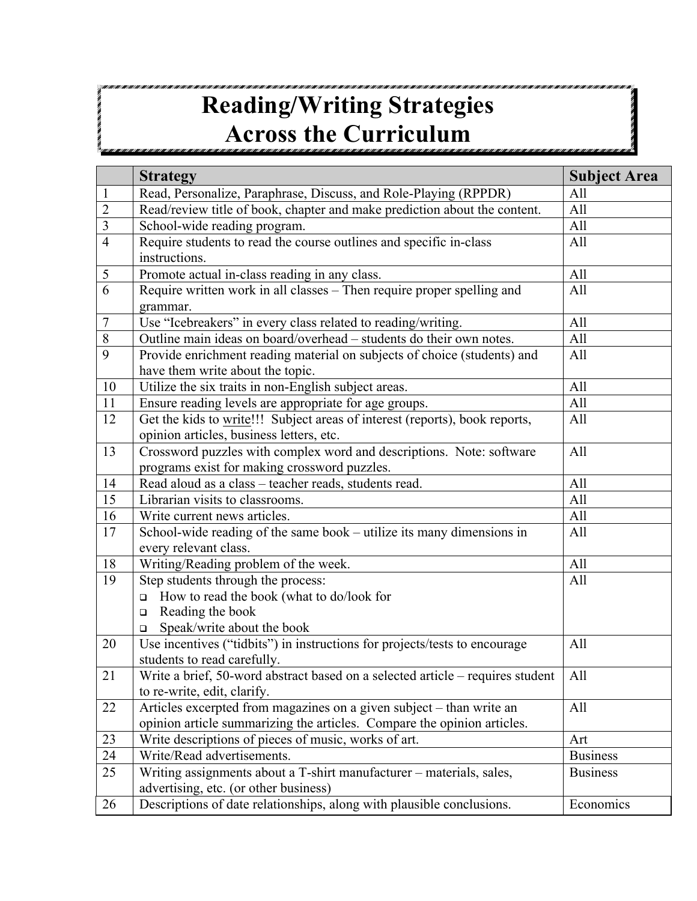# Reading/Writing Strategies Across the Curriculum

| | Strategy | Subject Area |
|---|---|---|
| 1 | Read, Personalize, Paraphrase, Discuss, and Role-Playing (RPPDR) | All |
| 2 | Read/review title of book, chapter and make prediction about the content. | All |
| 3 | School-wide reading program. | All |
| 4 | Require students to read the course outlines and specific in-class instructions. | All |
| 5 | Promote actual in-class reading in any class. | All |
| 6 | Require written work in all classes – Then require proper spelling and grammar. | All |
| 7 | Use "Icebreakers" in every class related to reading/writing. | All |
| 8 | Outline main ideas on board/overhead – students do their own notes. | All |
| 9 | Provide enrichment reading material on subjects of choice (students) and have them write about the topic. | All |
| 10 | Utilize the six traits in non-English subject areas. | All |
| 11 | Ensure reading levels are appropriate for age groups. | All |
| 12 | Get the kids to <u>write</u>!!! Subject areas of interest (reports), book reports, opinion articles, business letters, etc. | All |
| 13 | Crossword puzzles with complex word and descriptions. Note: software programs exist for making crossword puzzles. | All |
| 14 | Read aloud as a class – teacher reads, students read. | All |
| 15 | Librarian visits to classrooms. | All |
| 16 | Write current news articles. | All |
| 17 | School-wide reading of the same book – utilize its many dimensions in every relevant class. | All |
| 18 | Writing/Reading problem of the week. | All |
| 19 | Step students through the process:<br>❑ How to read the book (what to do/look for<br>❑ Reading the book<br>❑ Speak/write about the book | All |
| 20 | Use incentives ("tidbits") in instructions for projects/tests to encourage students to read carefully. | All |
| 21 | Write a brief, 50-word abstract based on a selected article – requires student to re-write, edit, clarify. | All |
| 22 | Articles excerpted from magazines on a given subject – than write an opinion article summarizing the articles. Compare the opinion articles. | All |
| 23 | Write descriptions of pieces of music, works of art. | Art |
| 24 | Write/Read advertisements. | Business |
| 25 | Writing assignments about a T-shirt manufacturer – materials, sales, advertising, etc. (or other business) | Business |
| 26 | Descriptions of date relationships, along with plausible conclusions. | Economics |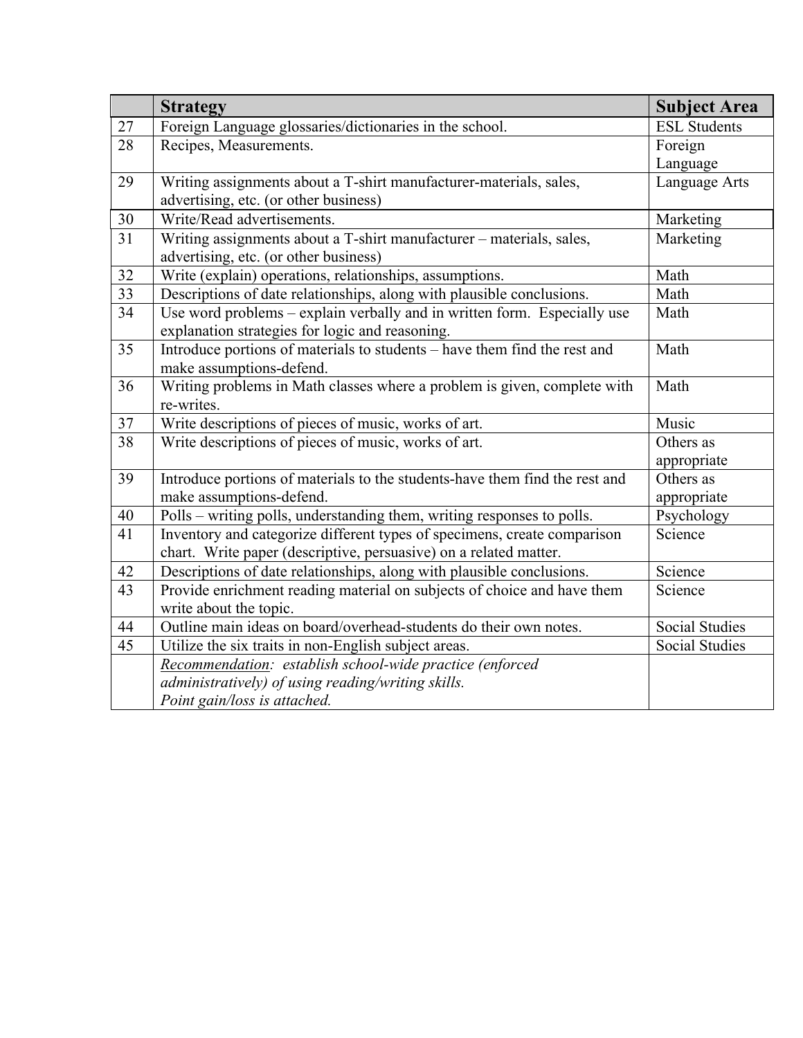| | Strategy | Subject Area |
|---|---|---|
| 27 | Foreign Language glossaries/dictionaries in the school. | ESL Students |
| 28 | Recipes, Measurements. | Foreign Language |
| 29 | Writing assignments about a T-shirt manufacturer-materials, sales, advertising, etc. (or other business) | Language Arts |
| 30 | Write/Read advertisements. | Marketing |
| 31 | Writing assignments about a T-shirt manufacturer – materials, sales, advertising, etc. (or other business) | Marketing |
| 32 | Write (explain) operations, relationships, assumptions. | Math |
| 33 | Descriptions of date relationships, along with plausible conclusions. | Math |
| 34 | Use word problems – explain verbally and in written form. Especially use explanation strategies for logic and reasoning. | Math |
| 35 | Introduce portions of materials to students – have them find the rest and make assumptions-defend. | Math |
| 36 | Writing problems in Math classes where a problem is given, complete with re-writes. | Math |
| 37 | Write descriptions of pieces of music, works of art. | Music |
| 38 | Write descriptions of pieces of music, works of art. | Others as appropriate |
| 39 | Introduce portions of materials to the students-have them find the rest and make assumptions-defend. | Others as appropriate |
| 40 | Polls – writing polls, understanding them, writing responses to polls. | Psychology |
| 41 | Inventory and categorize different types of specimens, create comparison chart. Write paper (descriptive, persuasive) on a related matter. | Science |
| 42 | Descriptions of date relationships, along with plausible conclusions. | Science |
| 43 | Provide enrichment reading material on subjects of choice and have them write about the topic. | Science |
| 44 | Outline main ideas on board/overhead-students do their own notes. | Social Studies |
| 45 | Utilize the six traits in non-English subject areas. | Social Studies |
| | *Recommendation: establish school-wide practice (enforced administratively) of using reading/writing skills. Point gain/loss is attached.* | |